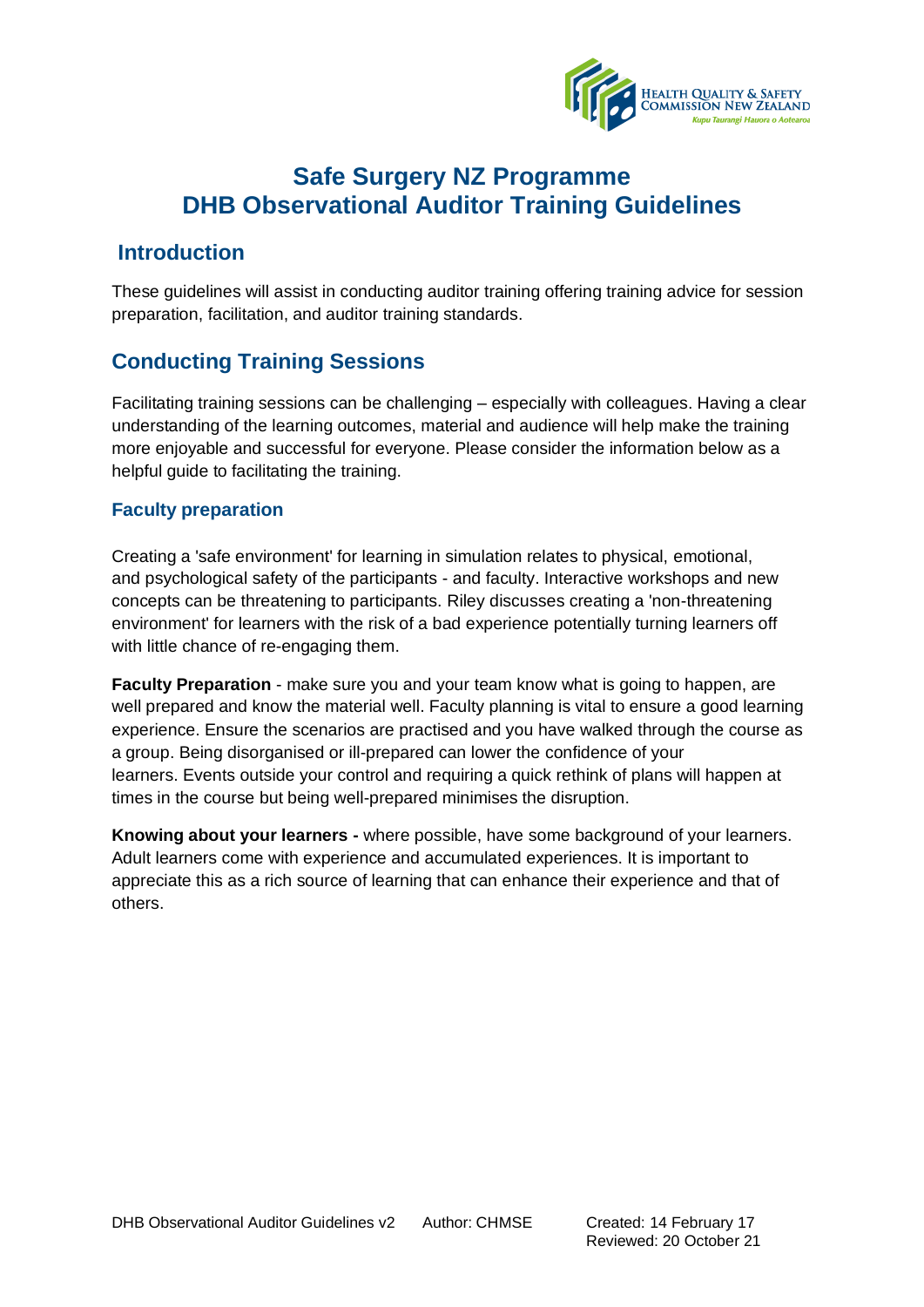# Safe Surgery NZ Programme
# DHB Observational Auditor Training Guidelines

## Introduction

These guidelines will assist in conducting auditor training offering training advice for session preparation, facilitation, and auditor training standards.

## Conducting Training Sessions

Facilitating training sessions can be challenging – especially with colleagues. Having a clear understanding of the learning outcomes, material and audience will help make the training more enjoyable and successful for everyone. Please consider the information below as a helpful guide to facilitating the training.

### Faculty preparation

Creating a 'safe environment' for learning in simulation relates to physical, emotional, and psychological safety of the participants - and faculty. Interactive workshops and new concepts can be threatening to participants. Riley discusses creating a 'non-threatening environment' for learners with the risk of a bad experience potentially turning learners off with little chance of re-engaging them.

**Faculty Preparation** - make sure you and your team know what is going to happen, are well prepared and know the material well. Faculty planning is vital to ensure a good learning experience. Ensure the scenarios are practised and you have walked through the course as a group. Being disorganised or ill-prepared can lower the confidence of your learners. Events outside your control and requiring a quick rethink of plans will happen at times in the course but being well-prepared minimises the disruption.

**Knowing about your learners -** where possible, have some background of your learners. Adult learners come with experience and accumulated experiences. It is important to appreciate this as a rich source of learning that can enhance their experience and that of others.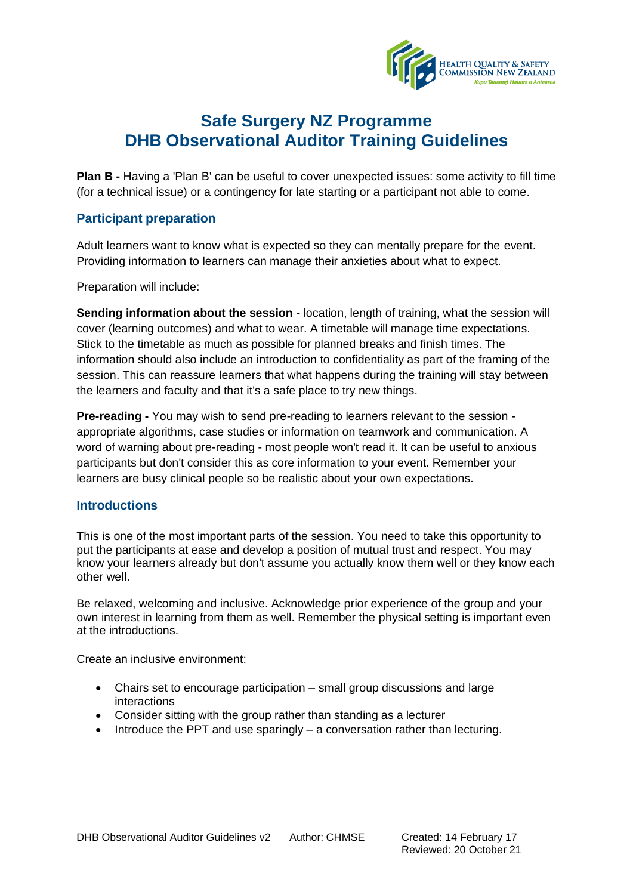# Safe Surgery NZ Programme
# DHB Observational Auditor Training Guidelines

**Plan B -** Having a 'Plan B' can be useful to cover unexpected issues: some activity to fill time (for a technical issue) or a contingency for late starting or a participant not able to come.

## Participant preparation

Adult learners want to know what is expected so they can mentally prepare for the event. Providing information to learners can manage their anxieties about what to expect.

Preparation will include:

**Sending information about the session** - location, length of training, what the session will cover (learning outcomes) and what to wear. A timetable will manage time expectations. Stick to the timetable as much as possible for planned breaks and finish times. The information should also include an introduction to confidentiality as part of the framing of the session. This can reassure learners that what happens during the training will stay between the learners and faculty and that it's a safe place to try new things.

**Pre-reading -** You may wish to send pre-reading to learners relevant to the session - appropriate algorithms, case studies or information on teamwork and communication. A word of warning about pre-reading - most people won't read it. It can be useful to anxious participants but don't consider this as core information to your event. Remember your learners are busy clinical people so be realistic about your own expectations.

## Introductions

This is one of the most important parts of the session. You need to take this opportunity to put the participants at ease and develop a position of mutual trust and respect. You may know your learners already but don't assume you actually know them well or they know each other well.

Be relaxed, welcoming and inclusive. Acknowledge prior experience of the group and your own interest in learning from them as well. Remember the physical setting is important even at the introductions.

Create an inclusive environment:

- Chairs set to encourage participation – small group discussions and large interactions
- Consider sitting with the group rather than standing as a lecturer
- Introduce the PPT and use sparingly – a conversation rather than lecturing.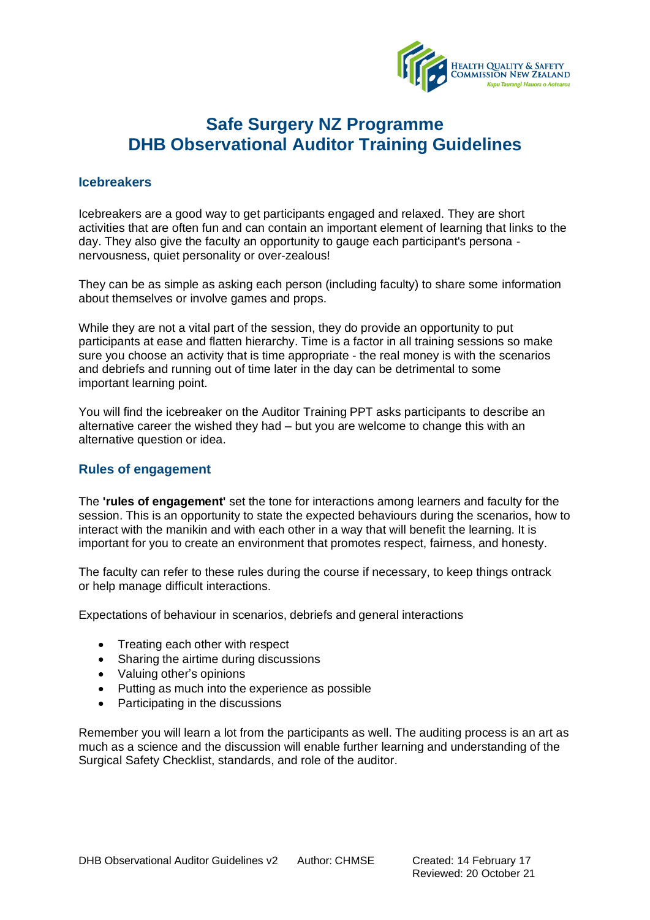# Safe Surgery NZ Programme
# DHB Observational Auditor Training Guidelines

## Icebreakers

Icebreakers are a good way to get participants engaged and relaxed. They are short activities that are often fun and can contain an important element of learning that links to the day. They also give the faculty an opportunity to gauge each participant's persona - nervousness, quiet personality or over-zealous!

They can be as simple as asking each person (including faculty) to share some information about themselves or involve games and props.

While they are not a vital part of the session, they do provide an opportunity to put participants at ease and flatten hierarchy. Time is a factor in all training sessions so make sure you choose an activity that is time appropriate - the real money is with the scenarios and debriefs and running out of time later in the day can be detrimental to some important learning point.

You will find the icebreaker on the Auditor Training PPT asks participants to describe an alternative career the wished they had – but you are welcome to change this with an alternative question or idea.

## Rules of engagement

The **'rules of engagement'** set the tone for interactions among learners and faculty for the session. This is an opportunity to state the expected behaviours during the scenarios, how to interact with the manikin and with each other in a way that will benefit the learning. It is important for you to create an environment that promotes respect, fairness, and honesty.

The faculty can refer to these rules during the course if necessary, to keep things ontrack or help manage difficult interactions.

Expectations of behaviour in scenarios, debriefs and general interactions

- Treating each other with respect
- Sharing the airtime during discussions
- Valuing other's opinions
- Putting as much into the experience as possible
- Participating in the discussions

Remember you will learn a lot from the participants as well. The auditing process is an art as much as a science and the discussion will enable further learning and understanding of the Surgical Safety Checklist, standards, and role of the auditor.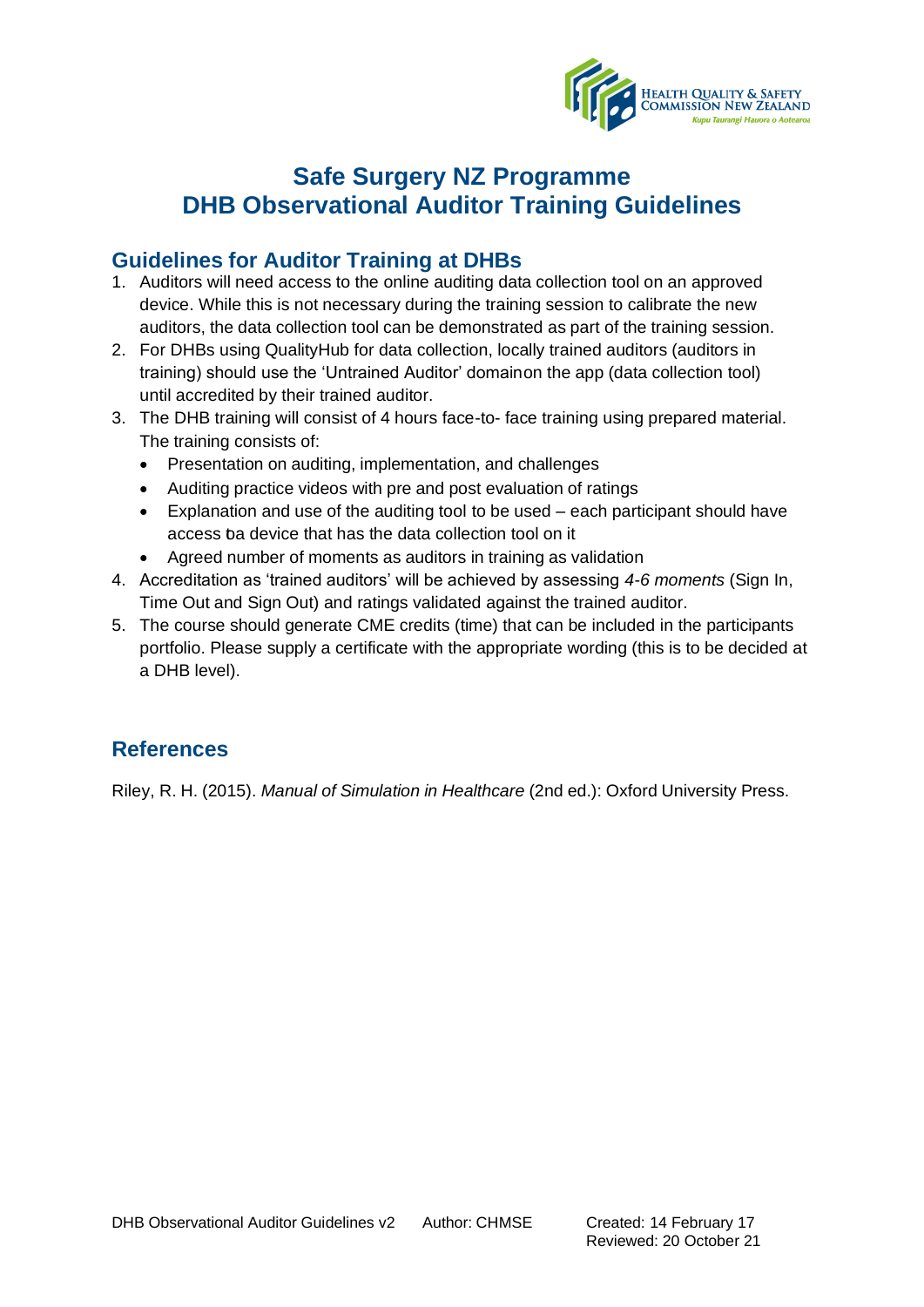# Safe Surgery NZ Programme
# DHB Observational Auditor Training Guidelines

## Guidelines for Auditor Training at DHBs

1. Auditors will need access to the online auditing data collection tool on an approved device. While this is not necessary during the training session to calibrate the new auditors, the data collection tool can be demonstrated as part of the training session.
2. For DHBs using QualityHub for data collection, locally trained auditors (auditors in training) should use the 'Untrained Auditor' domainon the app (data collection tool) until accredited by their trained auditor.
3. The DHB training will consist of 4 hours face-to- face training using prepared material. The training consists of:
   - Presentation on auditing, implementation, and challenges
   - Auditing practice videos with pre and post evaluation of ratings
   - Explanation and use of the auditing tool to be used – each participant should have access toa device that has the data collection tool on it
   - Agreed number of moments as auditors in training as validation
4. Accreditation as 'trained auditors' will be achieved by assessing *4-6 moments* (Sign In, Time Out and Sign Out) and ratings validated against the trained auditor.
5. The course should generate CME credits (time) that can be included in the participants portfolio. Please supply a certificate with the appropriate wording (this is to be decided at a DHB level).

## References

Riley, R. H. (2015). *Manual of Simulation in Healthcare* (2nd ed.): Oxford University Press.